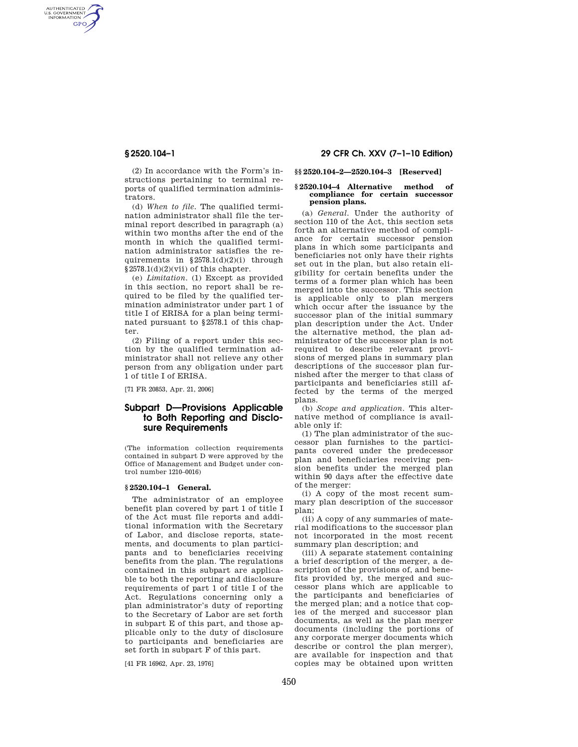(2) In accordance with the Form's instructions pertaining to terminal reports of qualified termination administrators.

(d) *When to file.* The qualified termination administrator shall file the terminal report described in paragraph (a) within two months after the end of the month in which the qualified termination administrator satisfies the requirements in §2578.1(d)(2)(i) through §2578.1(d)(2)(vii) of this chapter.

(e) *Limitation.* (1) Except as provided in this section, no report shall be required to be filed by the qualified termination administrator under part 1 of title I of ERISA for a plan being terminated pursuant to §2578.1 of this chapter.

(2) Filing of a report under this section by the qualified termination administrator shall not relieve any other person from any obligation under part 1 of title I of ERISA.

[71 FR 20853, Apr. 21, 2006]

## Subpart D—Provisions Applicable to Both Reporting and Disclosure Requirements

(The information collection requirements contained in subpart D were approved by the Office of Management and Budget under control number 1210–0016)

### §2520.104–1 General.

The administrator of an employee benefit plan covered by part 1 of title I of the Act must file reports and additional information with the Secretary of Labor, and disclose reports, statements, and documents to plan participants and to beneficiaries receiving benefits from the plan. The regulations contained in this subpart are applicable to both the reporting and disclosure requirements of part 1 of title I of the Act. Regulations concerning only a plan administrator's duty of reporting to the Secretary of Labor are set forth in subpart E of this part, and those applicable only to the duty of disclosure to participants and beneficiaries are set forth in subpart F of this part.

[41 FR 16962, Apr. 23, 1976]

### §§2520.104–2—2520.104–3 [Reserved]

### §2520.104–4 Alternative method of compliance for certain successor pension plans.

(a) *General.* Under the authority of section 110 of the Act, this section sets forth an alternative method of compliance for certain successor pension plans in which some participants and beneficiaries not only have their rights set out in the plan, but also retain eligibility for certain benefits under the terms of a former plan which has been merged into the successor. This section is applicable only to plan mergers which occur after the issuance by the successor plan of the initial summary plan description under the Act. Under the alternative method, the plan administrator of the successor plan is not required to describe relevant provisions of merged plans in summary plan descriptions of the successor plan furnished after the merger to that class of participants and beneficiaries still affected by the terms of the merged plans.

(b) *Scope and application.* This alternative method of compliance is available only if:

(1) The plan administrator of the successor plan furnishes to the participants covered under the predecessor plan and beneficiaries receiving pension benefits under the merged plan within 90 days after the effective date of the merger:

(i) A copy of the most recent summary plan description of the successor plan;

(ii) A copy of any summaries of material modifications to the successor plan not incorporated in the most recent summary plan description; and

(iii) A separate statement containing a brief description of the merger, a description of the provisions of, and benefits provided by, the merged and successor plans which are applicable to the participants and beneficiaries of the merged plan; and a notice that copies of the merged and successor plan documents, as well as the plan merger documents (including the portions of any corporate merger documents which describe or control the plan merger), are available for inspection and that copies may be obtained upon written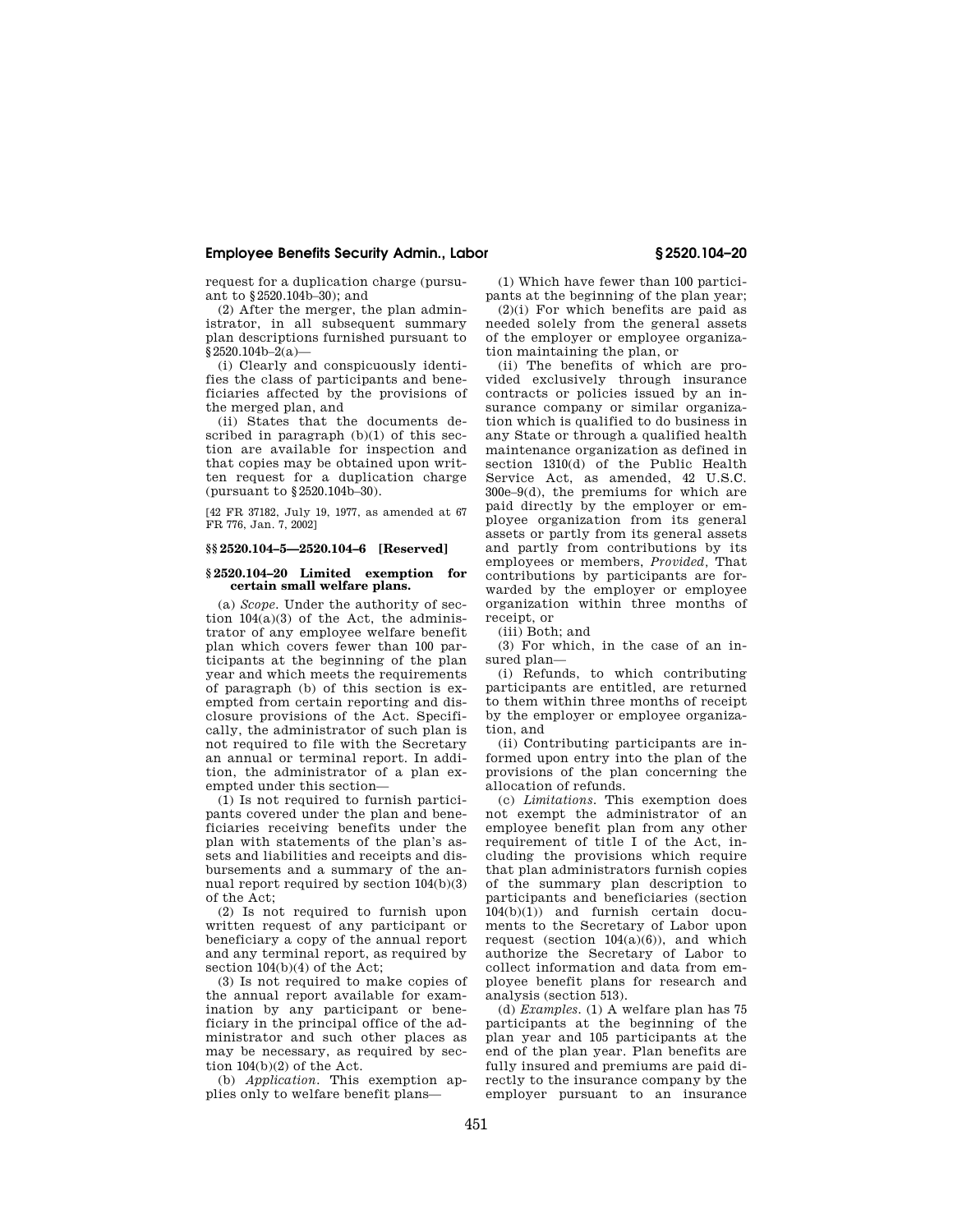request for a duplication charge (pursuant to §2520.104b–30); and

(2) After the merger, the plan administrator, in all subsequent summary plan descriptions furnished pursuant to §2520.104b–2(a)—

(i) Clearly and conspicuously identifies the class of participants and beneficiaries affected by the provisions of the merged plan, and

(ii) States that the documents described in paragraph (b)(1) of this section are available for inspection and that copies may be obtained upon written request for a duplication charge (pursuant to §2520.104b–30).

[42 FR 37182, July 19, 1977, as amended at 67 FR 776, Jan. 7, 2002]

### §§ 2520.104–5—2520.104–6 [Reserved]

### § 2520.104–20 Limited exemption for certain small welfare plans.

(a) *Scope.* Under the authority of section 104(a)(3) of the Act, the administrator of any employee welfare benefit plan which covers fewer than 100 participants at the beginning of the plan year and which meets the requirements of paragraph (b) of this section is exempted from certain reporting and disclosure provisions of the Act. Specifically, the administrator of such plan is not required to file with the Secretary an annual or terminal report. In addition, the administrator of a plan exempted under this section—

(1) Is not required to furnish participants covered under the plan and beneficiaries receiving benefits under the plan with statements of the plan's assets and liabilities and receipts and disbursements and a summary of the annual report required by section 104(b)(3) of the Act;

(2) Is not required to furnish upon written request of any participant or beneficiary a copy of the annual report and any terminal report, as required by section 104(b)(4) of the Act;

(3) Is not required to make copies of the annual report available for examination by any participant or beneficiary in the principal office of the administrator and such other places as may be necessary, as required by section 104(b)(2) of the Act.

(b) *Application.* This exemption applies only to welfare benefit plans—

(1) Which have fewer than 100 participants at the beginning of the plan year;

(2)(i) For which benefits are paid as needed solely from the general assets of the employer or employee organization maintaining the plan, or

(ii) The benefits of which are provided exclusively through insurance contracts or policies issued by an insurance company or similar organization which is qualified to do business in any State or through a qualified health maintenance organization as defined in section 1310(d) of the Public Health Service Act, as amended, 42 U.S.C. 300e–9(d), the premiums for which are paid directly by the employer or employee organization from its general assets or partly from its general assets and partly from contributions by its employees or members, *Provided*, That contributions by participants are forwarded by the employer or employee organization within three months of receipt, or

(iii) Both; and

(3) For which, in the case of an insured plan—

(i) Refunds, to which contributing participants are entitled, are returned to them within three months of receipt by the employer or employee organization, and

(ii) Contributing participants are informed upon entry into the plan of the provisions of the plan concerning the allocation of refunds.

(c) *Limitations.* This exemption does not exempt the administrator of an employee benefit plan from any other requirement of title I of the Act, including the provisions which require that plan administrators furnish copies of the summary plan description to participants and beneficiaries (section 104(b)(1)) and furnish certain documents to the Secretary of Labor upon request (section 104(a)(6)), and which authorize the Secretary of Labor to collect information and data from employee benefit plans for research and analysis (section 513).

(d) *Examples.* (1) A welfare plan has 75 participants at the beginning of the plan year and 105 participants at the end of the plan year. Plan benefits are fully insured and premiums are paid directly to the insurance company by the employer pursuant to an insurance